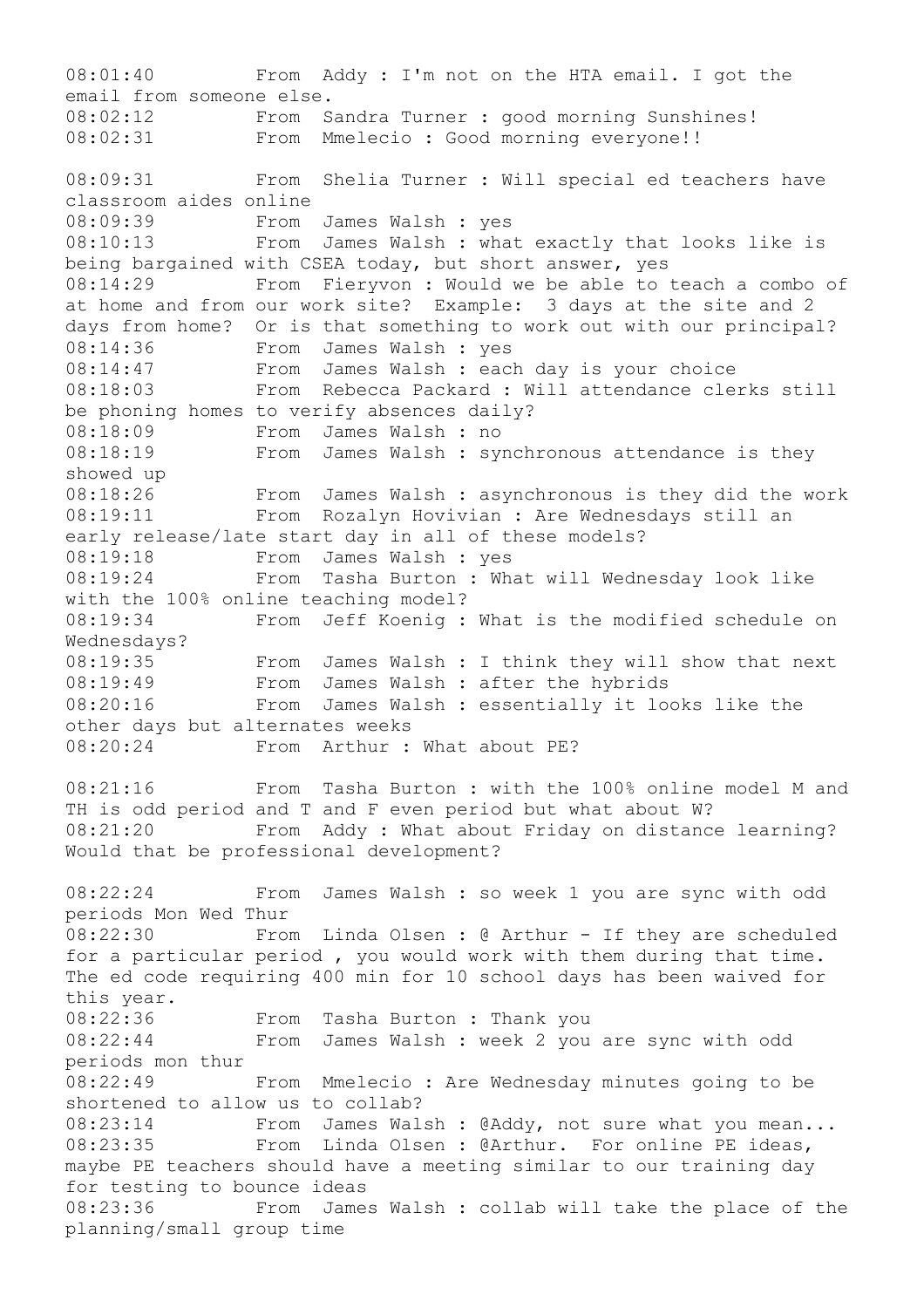08:01:40 From Addy : I'm not on the HTA email. I got the email from someone else.
08:02:12 From Sandra Turner : good morning Sunshines!
08:02:31 From Mmelecio : Good morning everyone!!

08:09:31 From Shelia Turner : Will special ed teachers have classroom aides online
08:09:39 From James Walsh : yes
08:10:13 From James Walsh : what exactly that looks like is being bargained with CSEA today, but short answer, yes
08:14:29 From Fieryvon : Would we be able to teach a combo of at home and from our work site? Example: 3 days at the site and 2 days from home? Or is that something to work out with our principal?
08:14:36 From James Walsh : yes
08:14:47 From James Walsh : each day is your choice
08:18:03 From Rebecca Packard : Will attendance clerks still be phoning homes to verify absences daily?
08:18:09 From James Walsh : no
08:18:19 From James Walsh : synchronous attendance is they showed up
08:18:26 From James Walsh : asynchronous is they did the work
08:19:11 From Rozalyn Hovivian : Are Wednesdays still an early release/late start day in all of these models?
08:19:18 From James Walsh : yes
08:19:24 From Tasha Burton : What will Wednesday look like with the 100% online teaching model?
08:19:34 From Jeff Koenig : What is the modified schedule on Wednesdays?
08:19:35 From James Walsh : I think they will show that next
08:19:49 From James Walsh : after the hybrids
08:20:16 From James Walsh : essentially it looks like the other days but alternates weeks
08:20:24 From Arthur : What about PE?

08:21:16 From Tasha Burton : with the 100% online model M and TH is odd period and T and F even period but what about W?
08:21:20 From Addy : What about Friday on distance learning? Would that be professional development?

08:22:24 From James Walsh : so week 1 you are sync with odd periods Mon Wed Thur
08:22:30 From Linda Olsen : @ Arthur - If they are scheduled for a particular period , you would work with them during that time. The ed code requiring 400 min for 10 school days has been waived for this year.
08:22:36 From Tasha Burton : Thank you
08:22:44 From James Walsh : week 2 you are sync with odd periods mon thur
08:22:49 From Mmelecio : Are Wednesday minutes going to be shortened to allow us to collab?
08:23:14 From James Walsh : @Addy, not sure what you mean...
08:23:35 From Linda Olsen : @Arthur. For online PE ideas, maybe PE teachers should have a meeting similar to our training day for testing to bounce ideas
08:23:36 From James Walsh : collab will take the place of the planning/small group time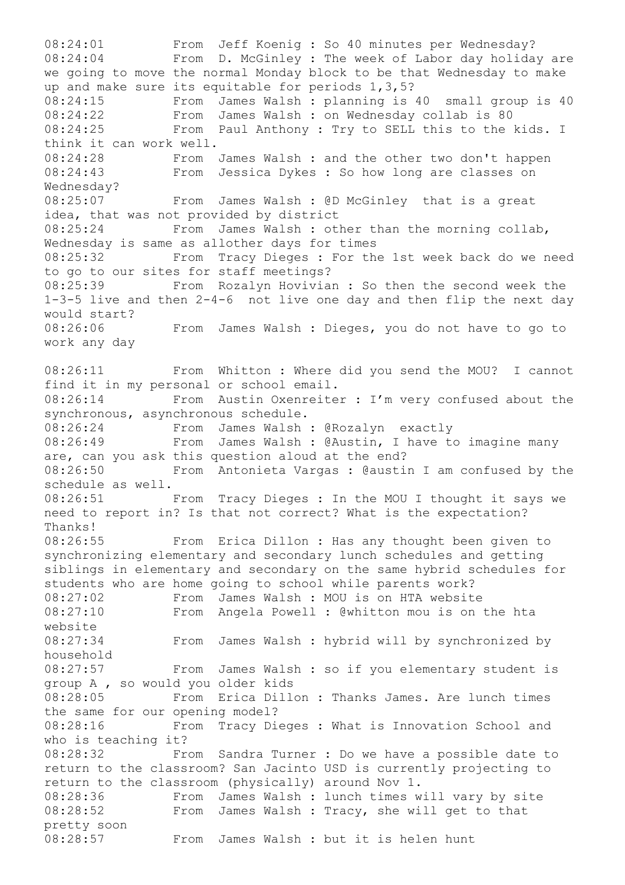08:24:01 From Jeff Koenig : So 40 minutes per Wednesday?

08:24:04 From D. McGinley : The week of Labor day holiday are we going to move the normal Monday block to be that Wednesday to make up and make sure its equitable for periods 1,3,5?

08:24:15 From James Walsh : planning is 40 small group is 40

08:24:22 From James Walsh : on Wednesday collab is 80

08:24:25 From Paul Anthony : Try to SELL this to the kids. I think it can work well.

08:24:28 From James Walsh : and the other two don't happen

08:24:43 From Jessica Dykes : So how long are classes on Wednesday?

08:25:07 From James Walsh : @D McGinley that is a great idea, that was not provided by district

08:25:24 From James Walsh : other than the morning collab, Wednesday is same as allother days for times

08:25:32 From Tracy Dieges : For the 1st week back do we need to go to our sites for staff meetings?

08:25:39 From Rozalyn Hovivian : So then the second week the 1-3-5 live and then 2-4-6 not live one day and then flip the next day would start?

08:26:06 From James Walsh : Dieges, you do not have to go to work any day

08:26:11 From Whitton : Where did you send the MOU? I cannot find it in my personal or school email.

08:26:14 From Austin Oxenreiter : I'm very confused about the synchronous, asynchronous schedule.

08:26:24 From James Walsh : @Rozalyn exactly

08:26:49 From James Walsh : @Austin, I have to imagine many are, can you ask this question aloud at the end?

08:26:50 From Antonieta Vargas : @austin I am confused by the schedule as well.

08:26:51 From Tracy Dieges : In the MOU I thought it says we need to report in? Is that not correct? What is the expectation? Thanks!

08:26:55 From Erica Dillon : Has any thought been given to synchronizing elementary and secondary lunch schedules and getting siblings in elementary and secondary on the same hybrid schedules for students who are home going to school while parents work?

08:27:02 From James Walsh : MOU is on HTA website

08:27:10 From Angela Powell : @whitton mou is on the hta website

08:27:34 From James Walsh : hybrid will by synchronized by household

08:27:57 From James Walsh : so if you elementary student is group A , so would you older kids

08:28:05 From Erica Dillon : Thanks James. Are lunch times the same for our opening model?

08:28:16 From Tracy Dieges : What is Innovation School and who is teaching it?

08:28:32 From Sandra Turner : Do we have a possible date to return to the classroom? San Jacinto USD is currently projecting to return to the classroom (physically) around Nov 1.

08:28:36 From James Walsh : lunch times will vary by site

08:28:52 From James Walsh : Tracy, she will get to that pretty soon

08:28:57 From James Walsh : but it is helen hunt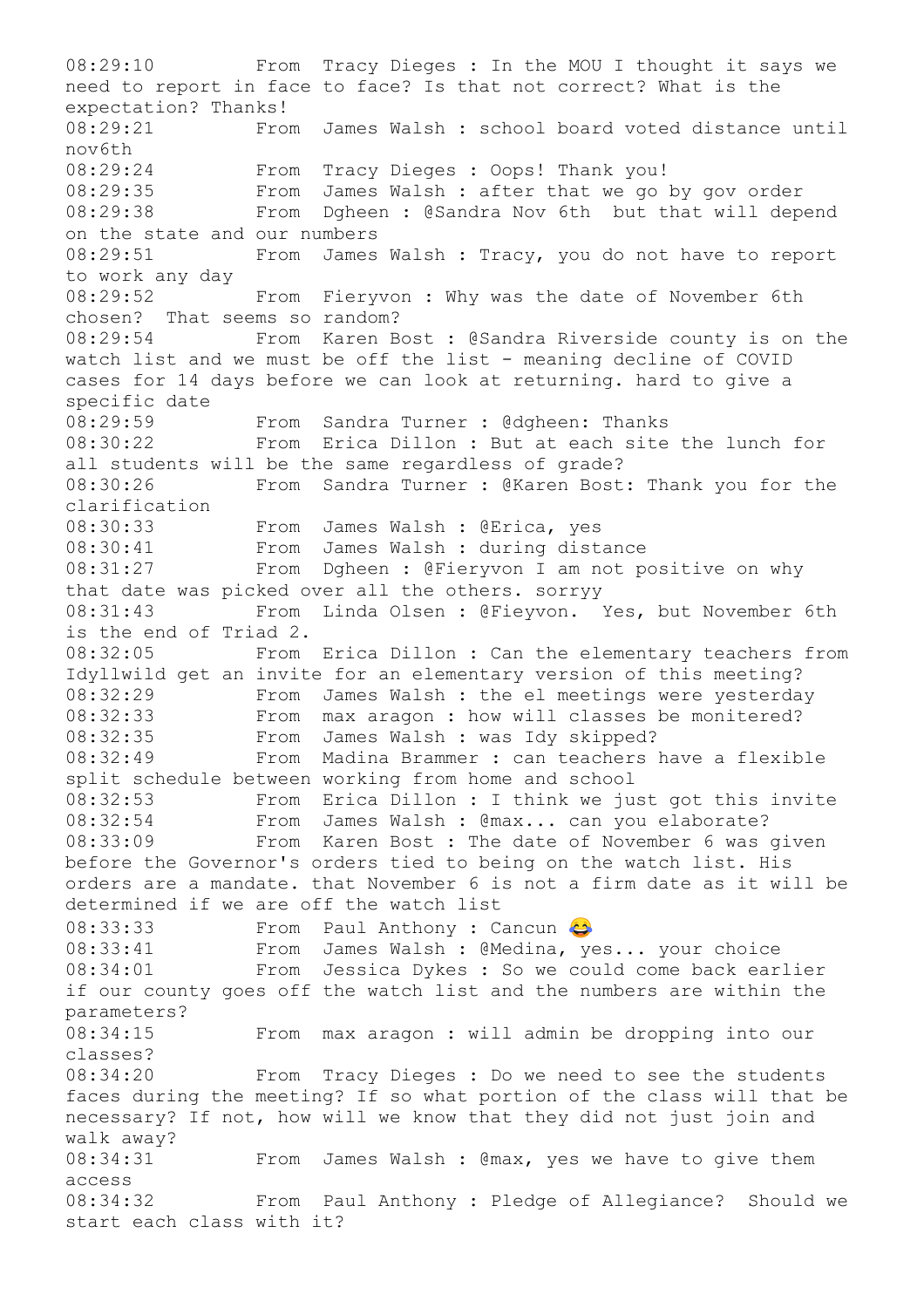08:29:10 From Tracy Dieges : In the MOU I thought it says we need to report in face to face? Is that not correct? What is the expectation? Thanks!
08:29:21 From James Walsh : school board voted distance until nov6th
08:29:24 From Tracy Dieges : Oops! Thank you!
08:29:35 From James Walsh : after that we go by gov order
08:29:38 From Dgheen : @Sandra Nov 6th but that will depend on the state and our numbers
08:29:51 From James Walsh : Tracy, you do not have to report to work any day
08:29:52 From Fieryvon : Why was the date of November 6th chosen? That seems so random?
08:29:54 From Karen Bost : @Sandra Riverside county is on the watch list and we must be off the list - meaning decline of COVID cases for 14 days before we can look at returning. hard to give a specific date
08:29:59 From Sandra Turner : @dgheen: Thanks
08:30:22 From Erica Dillon : But at each site the lunch for all students will be the same regardless of grade?
08:30:26 From Sandra Turner : @Karen Bost: Thank you for the clarification
08:30:33 From James Walsh : @Erica, yes
08:30:41 From James Walsh : during distance
08:31:27 From Dgheen : @Fieryvon I am not positive on why that date was picked over all the others. sorryy
08:31:43 From Linda Olsen : @Fieyvon. Yes, but November 6th is the end of Triad 2.
08:32:05 From Erica Dillon : Can the elementary teachers from Idyllwild get an invite for an elementary version of this meeting?
08:32:29 From James Walsh : the el meetings were yesterday
08:32:33 From max aragon : how will classes be monitered?
08:32:35 From James Walsh : was Idy skipped?
08:32:49 From Madina Brammer : can teachers have a flexible split schedule between working from home and school
08:32:53 From Erica Dillon : I think we just got this invite
08:32:54 From James Walsh : @max... can you elaborate?
08:33:09 From Karen Bost : The date of November 6 was given before the Governor's orders tied to being on the watch list. His orders are a mandate. that November 6 is not a firm date as it will be determined if we are off the watch list
08:33:33 From Paul Anthony : Cancun 😂
08:33:41 From James Walsh : @Medina, yes... your choice
08:34:01 From Jessica Dykes : So we could come back earlier if our county goes off the watch list and the numbers are within the parameters?
08:34:15 From max aragon : will admin be dropping into our classes?
08:34:20 From Tracy Dieges : Do we need to see the students faces during the meeting? If so what portion of the class will that be necessary? If not, how will we know that they did not just join and walk away?
08:34:31 From James Walsh : @max, yes we have to give them access
08:34:32 From Paul Anthony : Pledge of Allegiance? Should we start each class with it?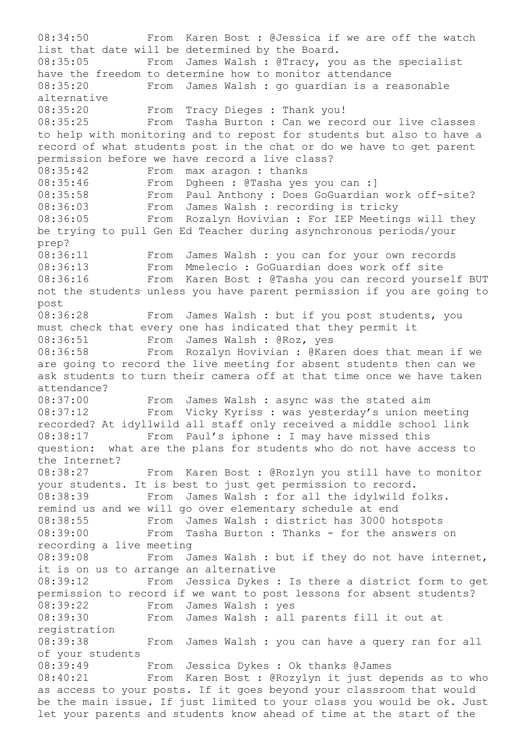08:34:50 From Karen Bost : @Jessica if we are off the watch list that date will be determined by the Board.
08:35:05 From James Walsh : @Tracy, you as the specialist have the freedom to determine how to monitor attendance
08:35:20 From James Walsh : go guardian is a reasonable alternative
08:35:20 From Tracy Dieges : Thank you!
08:35:25 From Tasha Burton : Can we record our live classes to help with monitoring and to repost for students but also to have a record of what students post in the chat or do we have to get parent permission before we have record a live class?
08:35:42 From max aragon : thanks
08:35:46 From Dgheen : @Tasha yes you can :]
08:35:58 From Paul Anthony : Does GoGuardian work off-site?
08:36:03 From James Walsh : recording is tricky
08:36:05 From Rozalyn Hovivian : For IEP Meetings will they be trying to pull Gen Ed Teacher during asynchronous periods/your prep?
08:36:11 From James Walsh : you can for your own records
08:36:13 From Mmelecio : GoGuardian does work off site
08:36:16 From Karen Bost : @Tasha you can record yourself BUT not the students unless you have parent permission if you are going to post
08:36:28 From James Walsh : but if you post students, you must check that every one has indicated that they permit it
08:36:51 From James Walsh : @Roz, yes
08:36:58 From Rozalyn Hovivian : @Karen does that mean if we are going to record the live meeting for absent students then can we ask students to turn their camera off at that time once we have taken attendance?
08:37:00 From James Walsh : async was the stated aim
08:37:12 From Vicky Kyriss : was yesterday's union meeting recorded? At idyllwild all staff only received a middle school link
08:38:17 From Paul's iphone : I may have missed this question: what are the plans for students who do not have access to the Internet?
08:38:27 From Karen Bost : @Rozlyn you still have to monitor your students. It is best to just get permission to record.
08:38:39 From James Walsh : for all the idylwild folks. remind us and we will go over elementary schedule at end
08:38:55 From James Walsh : district has 3000 hotspots
08:39:00 From Tasha Burton : Thanks - for the answers on recording a live meeting
08:39:08 From James Walsh : but if they do not have internet, it is on us to arrange an alternative
08:39:12 From Jessica Dykes : Is there a district form to get permission to record if we want to post lessons for absent students?
08:39:22 From James Walsh : yes
08:39:30 From James Walsh : all parents fill it out at registration
08:39:38 From James Walsh : you can have a query ran for all of your students
08:39:49 From Jessica Dykes : Ok thanks @James
08:40:21 From Karen Bost : @Rozylyn it just depends as to who as access to your posts. If it goes beyond your classroom that would be the main issue. If just limited to your class you would be ok. Just let your parents and students know ahead of time at the start of the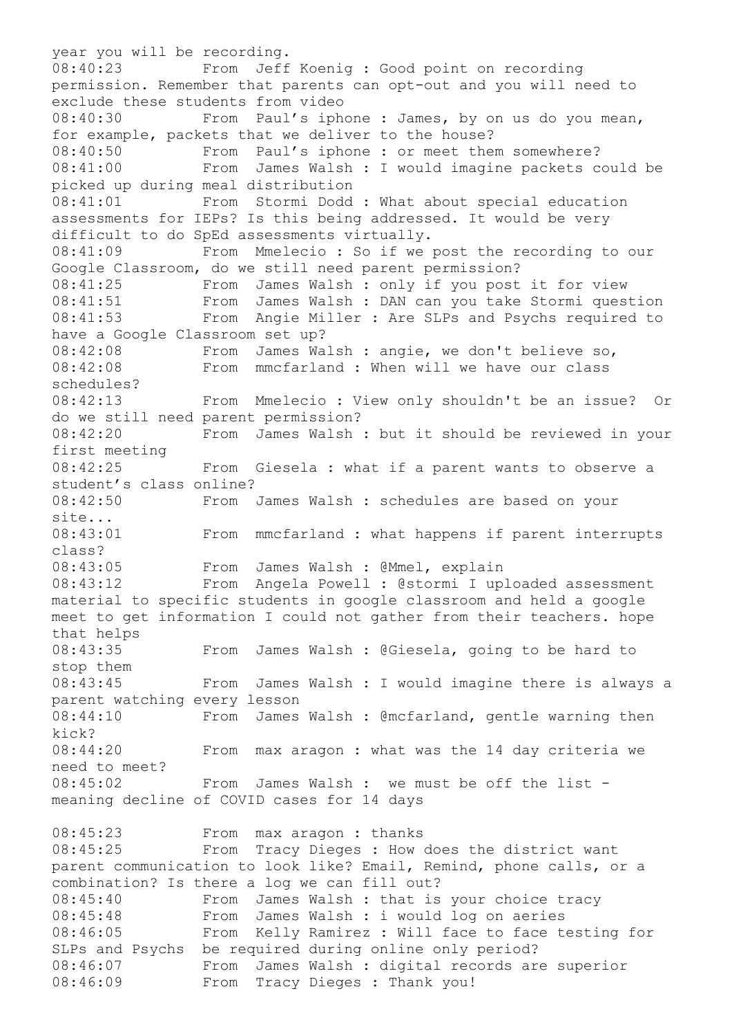year you will be recording.

08:40:23 From Jeff Koenig : Good point on recording permission. Remember that parents can opt-out and you will need to exclude these students from video

08:40:30 From Paul's iphone : James, by on us do you mean, for example, packets that we deliver to the house?

08:40:50 From Paul's iphone : or meet them somewhere?

08:41:00 From James Walsh : I would imagine packets could be picked up during meal distribution

08:41:01 From Stormi Dodd : What about special education assessments for IEPs? Is this being addressed. It would be very difficult to do SpEd assessments virtually.

08:41:09 From Mmelecio : So if we post the recording to our Google Classroom, do we still need parent permission?

08:41:25 From James Walsh : only if you post it for view

08:41:51 From James Walsh : DAN can you take Stormi question

08:41:53 From Angie Miller : Are SLPs and Psychs required to have a Google Classroom set up?

08:42:08 From James Walsh : angie, we don't believe so,

08:42:08 From mmcfarland : When will we have our class schedules?

08:42:13 From Mmelecio : View only shouldn't be an issue? Or do we still need parent permission?

08:42:20 From James Walsh : but it should be reviewed in your first meeting

08:42:25 From Giesela : what if a parent wants to observe a student's class online?

08:42:50 From James Walsh : schedules are based on your site...

08:43:01 From mmcfarland : what happens if parent interrupts class?

08:43:05 From James Walsh : @Mmel, explain

08:43:12 From Angela Powell : @stormi I uploaded assessment material to specific students in google classroom and held a google meet to get information I could not gather from their teachers. hope that helps

08:43:35 From James Walsh : @Giesela, going to be hard to stop them

08:43:45 From James Walsh : I would imagine there is always a parent watching every lesson

08:44:10 From James Walsh : @mcfarland, gentle warning then kick?

08:44:20 From max aragon : what was the 14 day criteria we need to meet?

08:45:02 From James Walsh : we must be off the list - meaning decline of COVID cases for 14 days

08:45:23 From max aragon : thanks

08:45:25 From Tracy Dieges : How does the district want parent communication to look like? Email, Remind, phone calls, or a combination? Is there a log we can fill out?

08:45:40 From James Walsh : that is your choice tracy

08:45:48 From James Walsh : i would log on aeries

08:46:05 From Kelly Ramirez : Will face to face testing for SLPs and Psychs be required during online only period?

08:46:07 From James Walsh : digital records are superior

08:46:09 From Tracy Dieges : Thank you!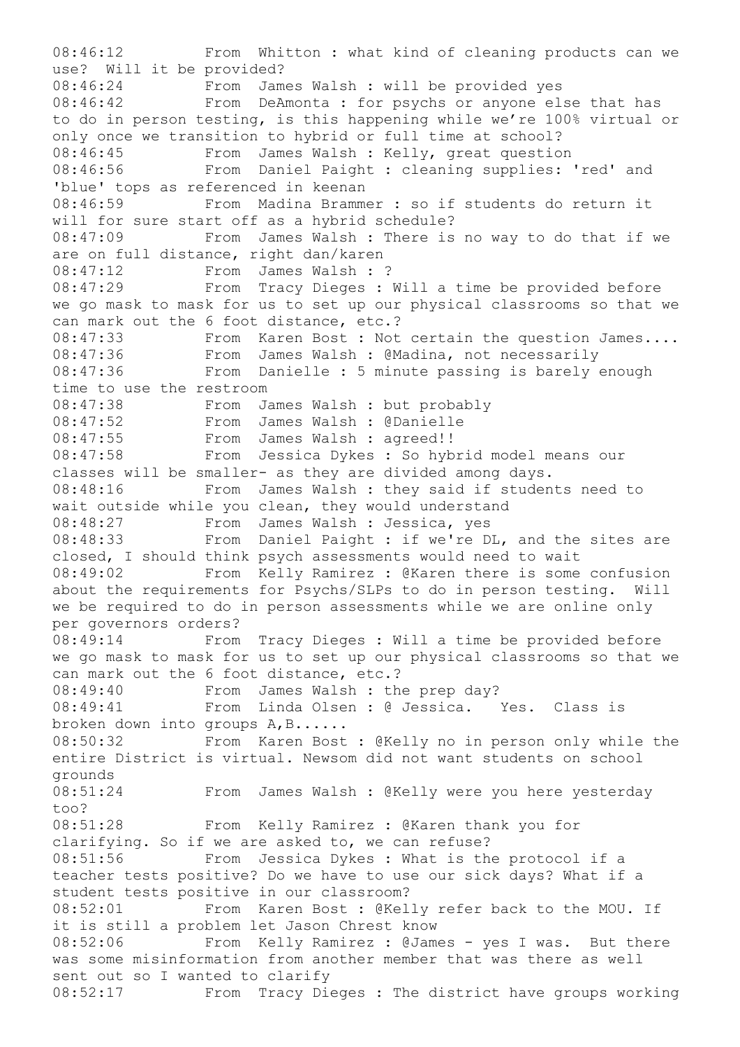08:46:12 From Whitton : what kind of cleaning products can we use? Will it be provided?
08:46:24 From James Walsh : will be provided yes
08:46:42 From DeAmonta : for psychs or anyone else that has to do in person testing, is this happening while we're 100% virtual or only once we transition to hybrid or full time at school?
08:46:45 From James Walsh : Kelly, great question
08:46:56 From Daniel Paight : cleaning supplies: 'red' and 'blue' tops as referenced in keenan
08:46:59 From Madina Brammer : so if students do return it will for sure start off as a hybrid schedule?
08:47:09 From James Walsh : There is no way to do that if we are on full distance, right dan/karen
08:47:12 From James Walsh : ?
08:47:29 From Tracy Dieges : Will a time be provided before we go mask to mask for us to set up our physical classrooms so that we can mark out the 6 foot distance, etc.?
08:47:33 From Karen Bost : Not certain the question James....
08:47:36 From James Walsh : @Madina, not necessarily
08:47:36 From Danielle : 5 minute passing is barely enough time to use the restroom
08:47:38 From James Walsh : but probably
08:47:52 From James Walsh : @Danielle
08:47:55 From James Walsh : agreed!!
08:47:58 From Jessica Dykes : So hybrid model means our classes will be smaller- as they are divided among days.
08:48:16 From James Walsh : they said if students need to wait outside while you clean, they would understand
08:48:27 From James Walsh : Jessica, yes
08:48:33 From Daniel Paight : if we're DL, and the sites are closed, I should think psych assessments would need to wait
08:49:02 From Kelly Ramirez : @Karen there is some confusion about the requirements for Psychs/SLPs to do in person testing. Will we be required to do in person assessments while we are online only per governors orders?
08:49:14 From Tracy Dieges : Will a time be provided before we go mask to mask for us to set up our physical classrooms so that we can mark out the 6 foot distance, etc.?
08:49:40 From James Walsh : the prep day?
08:49:41 From Linda Olsen : @ Jessica. Yes. Class is broken down into groups A,B......
08:50:32 From Karen Bost : @Kelly no in person only while the entire District is virtual. Newsom did not want students on school grounds
08:51:24 From James Walsh : @Kelly were you here yesterday too?
08:51:28 From Kelly Ramirez : @Karen thank you for clarifying. So if we are asked to, we can refuse?
08:51:56 From Jessica Dykes : What is the protocol if a teacher tests positive? Do we have to use our sick days? What if a student tests positive in our classroom?
08:52:01 From Karen Bost : @Kelly refer back to the MOU. If it is still a problem let Jason Chrest know
08:52:06 From Kelly Ramirez : @James - yes I was. But there was some misinformation from another member that was there as well sent out so I wanted to clarify
08:52:17 From Tracy Dieges : The district have groups working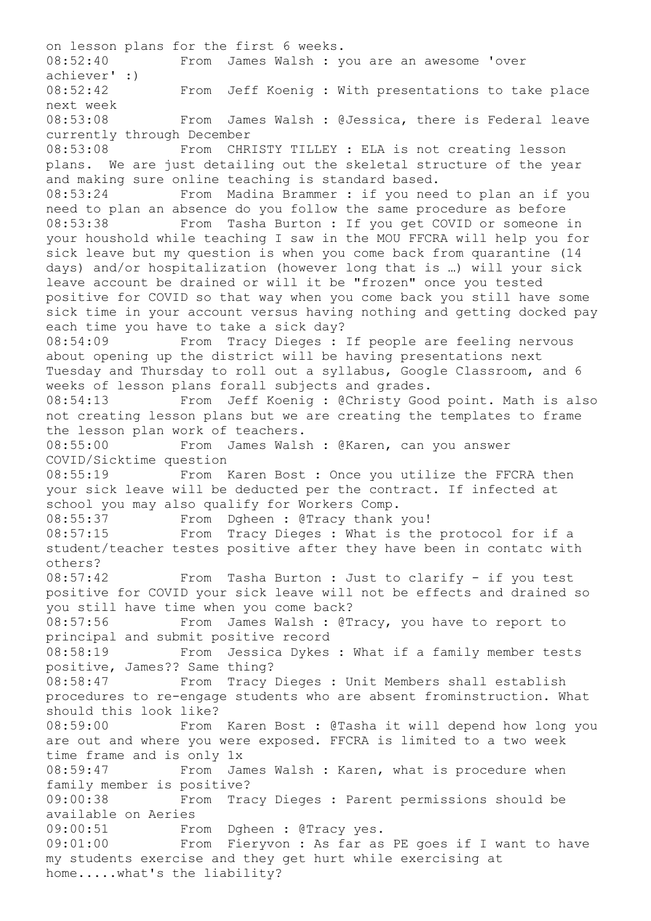on lesson plans for the first 6 weeks.

08:52:40 From James Walsh : you are an awesome 'over achiever' :)

08:52:42 From Jeff Koenig : With presentations to take place next week

08:53:08 From James Walsh : @Jessica, there is Federal leave currently through December

08:53:08 From CHRISTY TILLEY : ELA is not creating lesson plans. We are just detailing out the skeletal structure of the year and making sure online teaching is standard based.

08:53:24 From Madina Brammer : if you need to plan an if you need to plan an absence do you follow the same procedure as before

08:53:38 From Tasha Burton : If you get COVID or someone in your houshold while teaching I saw in the MOU FFCRA will help you for sick leave but my question is when you come back from quarantine (14 days) and/or hospitalization (however long that is …) will your sick leave account be drained or will it be "frozen" once you tested positive for COVID so that way when you come back you still have some sick time in your account versus having nothing and getting docked pay each time you have to take a sick day?

08:54:09 From Tracy Dieges : If people are feeling nervous about opening up the district will be having presentations next Tuesday and Thursday to roll out a syllabus, Google Classroom, and 6 weeks of lesson plans forall subjects and grades.

08:54:13 From Jeff Koenig : @Christy Good point. Math is also not creating lesson plans but we are creating the templates to frame the lesson plan work of teachers.

08:55:00 From James Walsh : @Karen, can you answer COVID/Sicktime question

08:55:19 From Karen Bost : Once you utilize the FFCRA then your sick leave will be deducted per the contract. If infected at school you may also qualify for Workers Comp.

08:55:37 From Dgheen : @Tracy thank you!

08:57:15 From Tracy Dieges : What is the protocol for if a student/teacher testes positive after they have been in contatc with others?

08:57:42 From Tasha Burton : Just to clarify - if you test positive for COVID your sick leave will not be effects and drained so you still have time when you come back?

08:57:56 From James Walsh : @Tracy, you have to report to principal and submit positive record

08:58:19 From Jessica Dykes : What if a family member tests positive, James?? Same thing?

08:58:47 From Tracy Dieges : Unit Members shall establish procedures to re-engage students who are absent frominstruction. What should this look like?

08:59:00 From Karen Bost : @Tasha it will depend how long you are out and where you were exposed. FFCRA is limited to a two week time frame and is only 1x

08:59:47 From James Walsh : Karen, what is procedure when family member is positive?

09:00:38 From Tracy Dieges : Parent permissions should be available on Aeries

09:00:51 From Dgheen : @Tracy yes.

09:01:00 From Fieryvon : As far as PE goes if I want to have my students exercise and they get hurt while exercising at home.....what's the liability?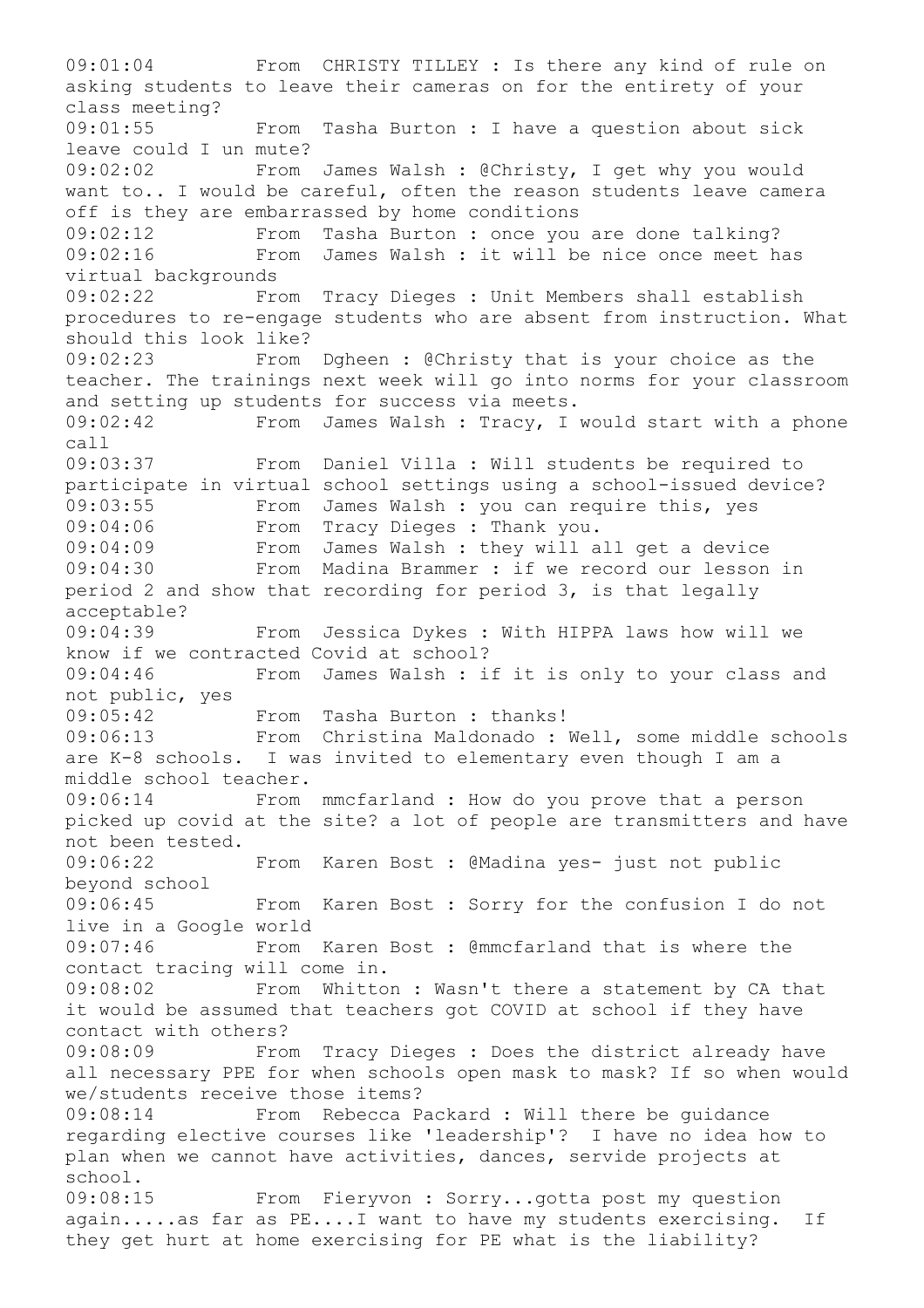09:01:04 From CHRISTY TILLEY : Is there any kind of rule on asking students to leave their cameras on for the entirety of your class meeting?

09:01:55 From Tasha Burton : I have a question about sick leave could I un mute?

09:02:02 From James Walsh : @Christy, I get why you would want to.. I would be careful, often the reason students leave camera off is they are embarrassed by home conditions

09:02:12 From Tasha Burton : once you are done talking?

09:02:16 From James Walsh : it will be nice once meet has virtual backgrounds

09:02:22 From Tracy Dieges : Unit Members shall establish procedures to re-engage students who are absent from instruction. What should this look like?

09:02:23 From Dgheen : @Christy that is your choice as the teacher. The trainings next week will go into norms for your classroom and setting up students for success via meets.

09:02:42 From James Walsh : Tracy, I would start with a phone call

09:03:37 From Daniel Villa : Will students be required to participate in virtual school settings using a school-issued device?

09:03:55 From James Walsh : you can require this, yes

09:04:06 From Tracy Dieges : Thank you.

09:04:09 From James Walsh : they will all get a device

09:04:30 From Madina Brammer : if we record our lesson in period 2 and show that recording for period 3, is that legally acceptable?

09:04:39 From Jessica Dykes : With HIPPA laws how will we know if we contracted Covid at school?

09:04:46 From James Walsh : if it is only to your class and not public, yes

09:05:42 From Tasha Burton : thanks!

09:06:13 From Christina Maldonado : Well, some middle schools are K-8 schools. I was invited to elementary even though I am a middle school teacher.

09:06:14 From mmcfarland : How do you prove that a person picked up covid at the site? a lot of people are transmitters and have not been tested.

09:06:22 From Karen Bost : @Madina yes- just not public beyond school

09:06:45 From Karen Bost : Sorry for the confusion I do not live in a Google world

09:07:46 From Karen Bost : @mmcfarland that is where the contact tracing will come in.

09:08:02 From Whitton : Wasn't there a statement by CA that it would be assumed that teachers got COVID at school if they have contact with others?

09:08:09 From Tracy Dieges : Does the district already have all necessary PPE for when schools open mask to mask? If so when would we/students receive those items?

09:08:14 From Rebecca Packard : Will there be guidance regarding elective courses like 'leadership'? I have no idea how to plan when we cannot have activities, dances, servide projects at school.

09:08:15 From Fieryvon : Sorry...gotta post my question again.....as far as PE....I want to have my students exercising. If they get hurt at home exercising for PE what is the liability?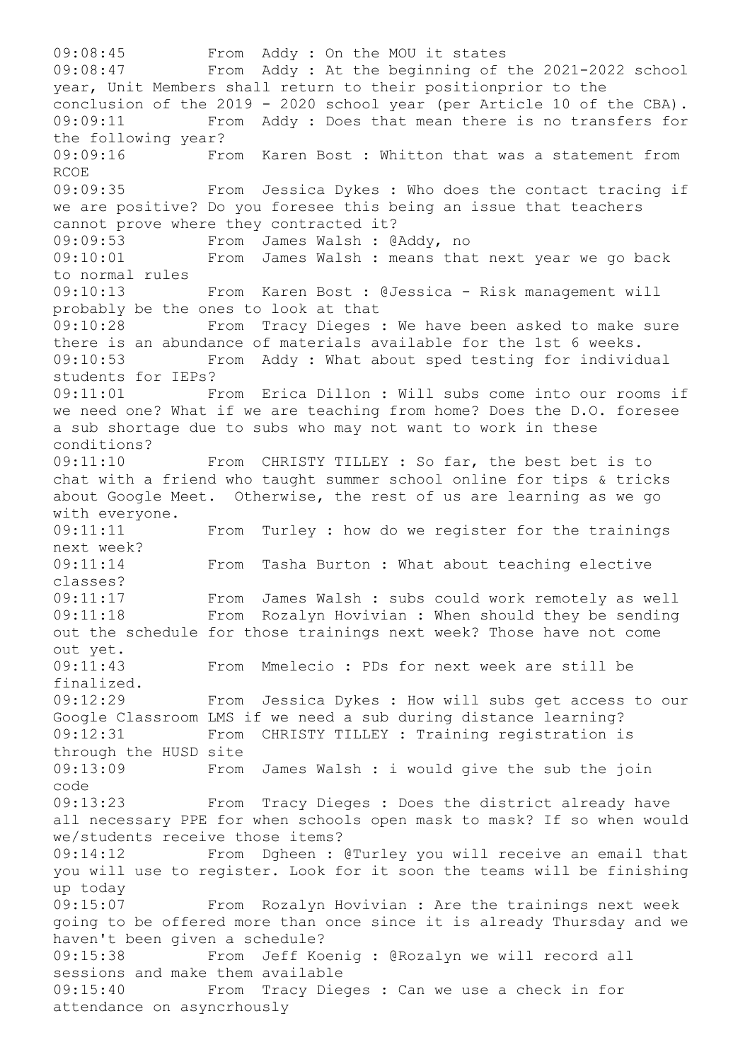09:08:45 From Addy : On the MOU it states
09:08:47 From Addy : At the beginning of the 2021-2022 school year, Unit Members shall return to their positionprior to the conclusion of the 2019 - 2020 school year (per Article 10 of the CBA).
09:09:11 From Addy : Does that mean there is no transfers for the following year?
09:09:16 From Karen Bost : Whitton that was a statement from RCOE
09:09:35 From Jessica Dykes : Who does the contact tracing if we are positive? Do you foresee this being an issue that teachers cannot prove where they contracted it?
09:09:53 From James Walsh : @Addy, no
09:10:01 From James Walsh : means that next year we go back to normal rules
09:10:13 From Karen Bost : @Jessica - Risk management will probably be the ones to look at that
09:10:28 From Tracy Dieges : We have been asked to make sure there is an abundance of materials available for the 1st 6 weeks.
09:10:53 From Addy : What about sped testing for individual students for IEPs?
09:11:01 From Erica Dillon : Will subs come into our rooms if we need one? What if we are teaching from home? Does the D.O. foresee a sub shortage due to subs who may not want to work in these conditions?
09:11:10 From CHRISTY TILLEY : So far, the best bet is to chat with a friend who taught summer school online for tips & tricks about Google Meet. Otherwise, the rest of us are learning as we go with everyone.
09:11:11 From Turley : how do we register for the trainings next week?
09:11:14 From Tasha Burton : What about teaching elective classes?
09:11:17 From James Walsh : subs could work remotely as well
09:11:18 From Rozalyn Hovivian : When should they be sending out the schedule for those trainings next week? Those have not come out yet.
09:11:43 From Mmelecio : PDs for next week are still be finalized.
09:12:29 From Jessica Dykes : How will subs get access to our Google Classroom LMS if we need a sub during distance learning?
09:12:31 From CHRISTY TILLEY : Training registration is through the HUSD site
09:13:09 From James Walsh : i would give the sub the join code
09:13:23 From Tracy Dieges : Does the district already have all necessary PPE for when schools open mask to mask? If so when would we/students receive those items?
09:14:12 From Dgheen : @Turley you will receive an email that you will use to register. Look for it soon the teams will be finishing up today
09:15:07 From Rozalyn Hovivian : Are the trainings next week going to be offered more than once since it is already Thursday and we haven't been given a schedule?
09:15:38 From Jeff Koenig : @Rozalyn we will record all sessions and make them available
09:15:40 From Tracy Dieges : Can we use a check in for attendance on asyncrhously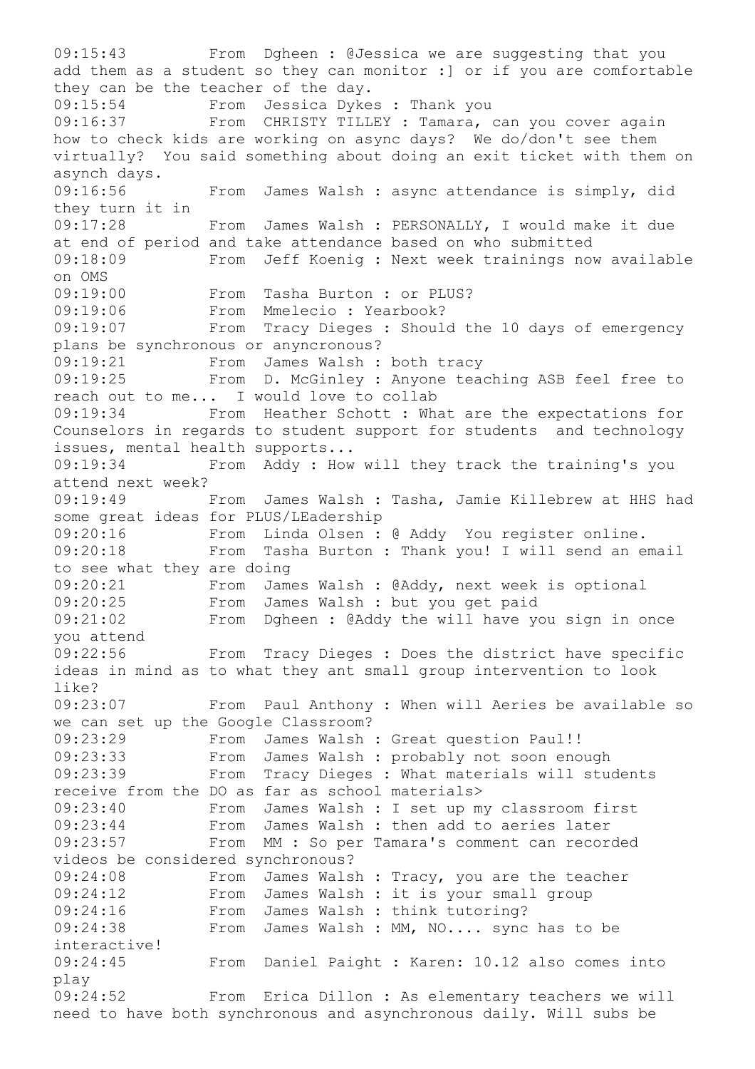09:15:43 From Dgheen : @Jessica we are suggesting that you add them as a student so they can monitor :] or if you are comfortable they can be the teacher of the day.
09:15:54 From Jessica Dykes : Thank you
09:16:37 From CHRISTY TILLEY : Tamara, can you cover again how to check kids are working on async days? We do/don't see them virtually? You said something about doing an exit ticket with them on asynch days.
09:16:56 From James Walsh : async attendance is simply, did they turn it in
09:17:28 From James Walsh : PERSONALLY, I would make it due at end of period and take attendance based on who submitted
09:18:09 From Jeff Koenig : Next week trainings now available on OMS
09:19:00 From Tasha Burton : or PLUS?
09:19:06 From Mmelecio : Yearbook?
09:19:07 From Tracy Dieges : Should the 10 days of emergency plans be synchronous or anyncronous?
09:19:21 From James Walsh : both tracy
09:19:25 From D. McGinley : Anyone teaching ASB feel free to reach out to me... I would love to collab
09:19:34 From Heather Schott : What are the expectations for Counselors in regards to student support for students and technology issues, mental health supports...
09:19:34 From Addy : How will they track the training's you attend next week?
09:19:49 From James Walsh : Tasha, Jamie Killebrew at HHS had some great ideas for PLUS/LEadership
09:20:16 From Linda Olsen : @ Addy You register online.
09:20:18 From Tasha Burton : Thank you! I will send an email to see what they are doing
09:20:21 From James Walsh : @Addy, next week is optional
09:20:25 From James Walsh : but you get paid
09:21:02 From Dgheen : @Addy the will have you sign in once you attend
09:22:56 From Tracy Dieges : Does the district have specific ideas in mind as to what they ant small group intervention to look like?
09:23:07 From Paul Anthony : When will Aeries be available so we can set up the Google Classroom?
09:23:29 From James Walsh : Great question Paul!!
09:23:33 From James Walsh : probably not soon enough
09:23:39 From Tracy Dieges : What materials will students receive from the DO as far as school materials>
09:23:40 From James Walsh : I set up my classroom first
09:23:44 From James Walsh : then add to aeries later
09:23:57 From MM : So per Tamara's comment can recorded videos be considered synchronous?
09:24:08 From James Walsh : Tracy, you are the teacher
09:24:12 From James Walsh : it is your small group
09:24:16 From James Walsh : think tutoring?
09:24:38 From James Walsh : MM, NO.... sync has to be interactive!
09:24:45 From Daniel Paight : Karen: 10.12 also comes into play
09:24:52 From Erica Dillon : As elementary teachers we will need to have both synchronous and asynchronous daily. Will subs be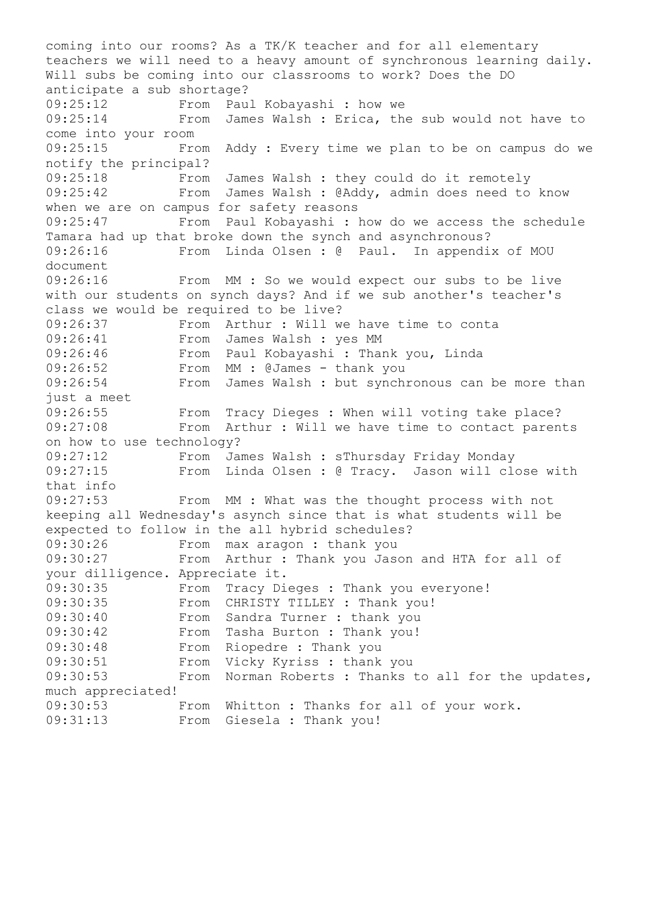coming into our rooms? As a TK/K teacher and for all elementary teachers we will need to a heavy amount of synchronous learning daily. Will subs be coming into our classrooms to work? Does the DO anticipate a sub shortage?

09:25:12 From Paul Kobayashi : how we
09:25:14 From James Walsh : Erica, the sub would not have to come into your room
09:25:15 From Addy : Every time we plan to be on campus do we notify the principal?
09:25:18 From James Walsh : they could do it remotely
09:25:42 From James Walsh : @Addy, admin does need to know when we are on campus for safety reasons
09:25:47 From Paul Kobayashi : how do we access the schedule Tamara had up that broke down the synch and asynchronous?
09:26:16 From Linda Olsen : @ Paul. In appendix of MOU document
09:26:16 From MM : So we would expect our subs to be live with our students on synch days? And if we sub another's teacher's class we would be required to be live?
09:26:37 From Arthur : Will we have time to conta
09:26:41 From James Walsh : yes MM
09:26:46 From Paul Kobayashi : Thank you, Linda
09:26:52 From MM : @James - thank you
09:26:54 From James Walsh : but synchronous can be more than just a meet
09:26:55 From Tracy Dieges : When will voting take place?
09:27:08 From Arthur : Will we have time to contact parents on how to use technology?
09:27:12 From James Walsh : sThursday Friday Monday
09:27:15 From Linda Olsen : @ Tracy. Jason will close with that info
09:27:53 From MM : What was the thought process with not keeping all Wednesday's asynch since that is what students will be expected to follow in the all hybrid schedules?
09:30:26 From max aragon : thank you
09:30:27 From Arthur : Thank you Jason and HTA for all of your dilligence. Appreciate it.
09:30:35 From Tracy Dieges : Thank you everyone!
09:30:35 From CHRISTY TILLEY : Thank you!
09:30:40 From Sandra Turner : thank you
09:30:42 From Tasha Burton : Thank you!
09:30:48 From Riopedre : Thank you
09:30:51 From Vicky Kyriss : thank you
09:30:53 From Norman Roberts : Thanks to all for the updates, much appreciated!
09:30:53 From Whitton : Thanks for all of your work.
09:31:13 From Giesela : Thank you!